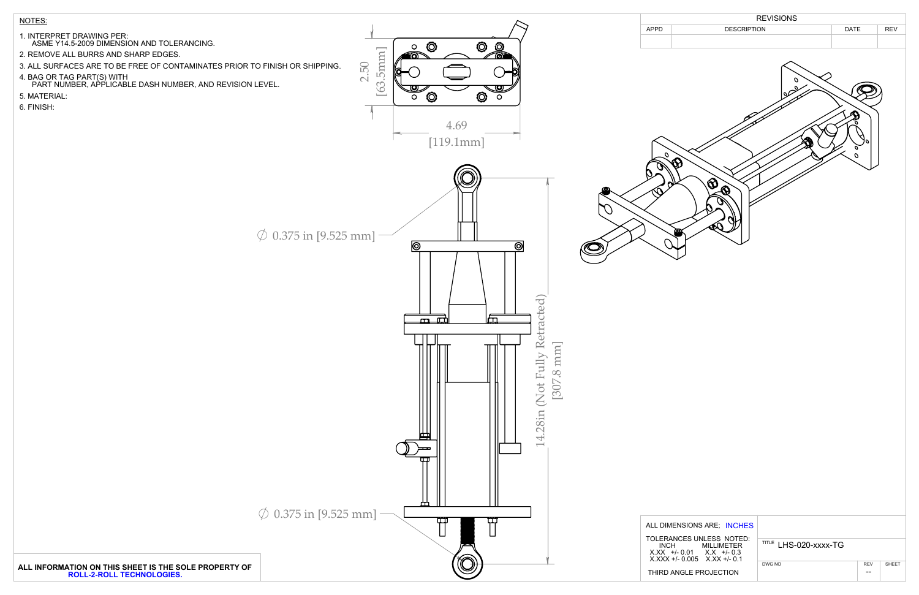NOTES:

1. INTERPRET DRAWING PER:
   ASME Y14.5-2009 DIMENSION AND TOLERANCING.
2. REMOVE ALL BURRS AND SHARP EDGES.
3. ALL SURFACES ARE TO BE FREE OF CONTAMINATES PRIOR TO FINISH OR SHIPPING.
4. BAG OR TAG PART(S) WITH
   PART NUMBER, APPLICABLE DASH NUMBER, AND REVISION LEVEL.
5. MATERIAL:
6. FINISH:

2.50 [63.5mm]

4.69 [119.1mm]

∅ 0.375 in [9.525 mm]

14.28in (Not Fully Retracted) [307.8 mm]

∅ 0.375 in [9.525 mm]

| REVISIONS | | | |
|---|---|---|---|
| APPD | DESCRIPTION | DATE | REV |
| | | | |

**ALL INFORMATION ON THIS SHEET IS THE SOLE PROPERTY OF ROLL-2-ROLL TECHNOLOGIES.**

ALL DIMENSIONS ARE; INCHES

TOLERANCES UNLESS NOTED:

| INCH | MILLIMETER |
|---|---|
| X.XX +/- 0.01 | X.X +/- 0.3 |
| X.XXX +/- 0.005 | X.XX +/- 0.1 |

THIRD ANGLE PROJECTION

TITLE LHS-020-xxxx-TG

| DWG NO | REV | SHEET |
|---|---|---|
| | -- | |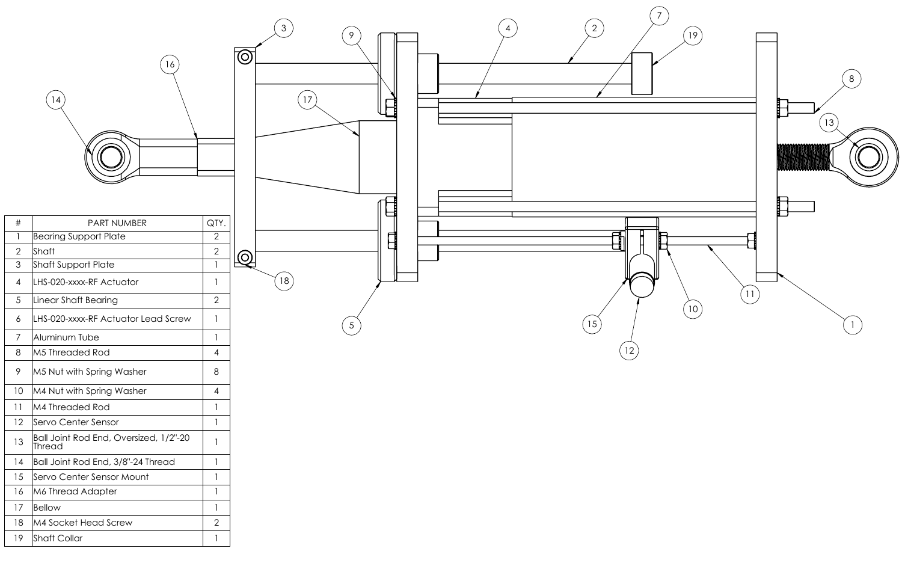| # | PART NUMBER | QTY. |
|---|---|---|
| 1 | Bearing Support Plate | 2 |
| 2 | Shaft | 2 |
| 3 | Shaft Support Plate | 1 |
| 4 | LHS-020-xxxx-RF Actuator | 1 |
| 5 | Linear Shaft Bearing | 2 |
| 6 | LHS-020-xxxx-RF Actuator Lead Screw | 1 |
| 7 | Aluminum Tube | 1 |
| 8 | M5 Threaded Rod | 4 |
| 9 | M5 Nut with Spring Washer | 8 |
| 10 | M4 Nut with Spring Washer | 4 |
| 11 | M4 Threaded Rod | 1 |
| 12 | Servo Center Sensor | 1 |
| 13 | Ball Joint Rod End, Oversized, 1/2"-20 Thread | 1 |
| 14 | Ball Joint Rod End, 3/8"-24 Thread | 1 |
| 15 | Servo Center Sensor Mount | 1 |
| 16 | M6 Thread Adapter | 1 |
| 17 | Bellow | 1 |
| 18 | M4 Socket Head Screw | 2 |
| 19 | Shaft Collar | 1 |